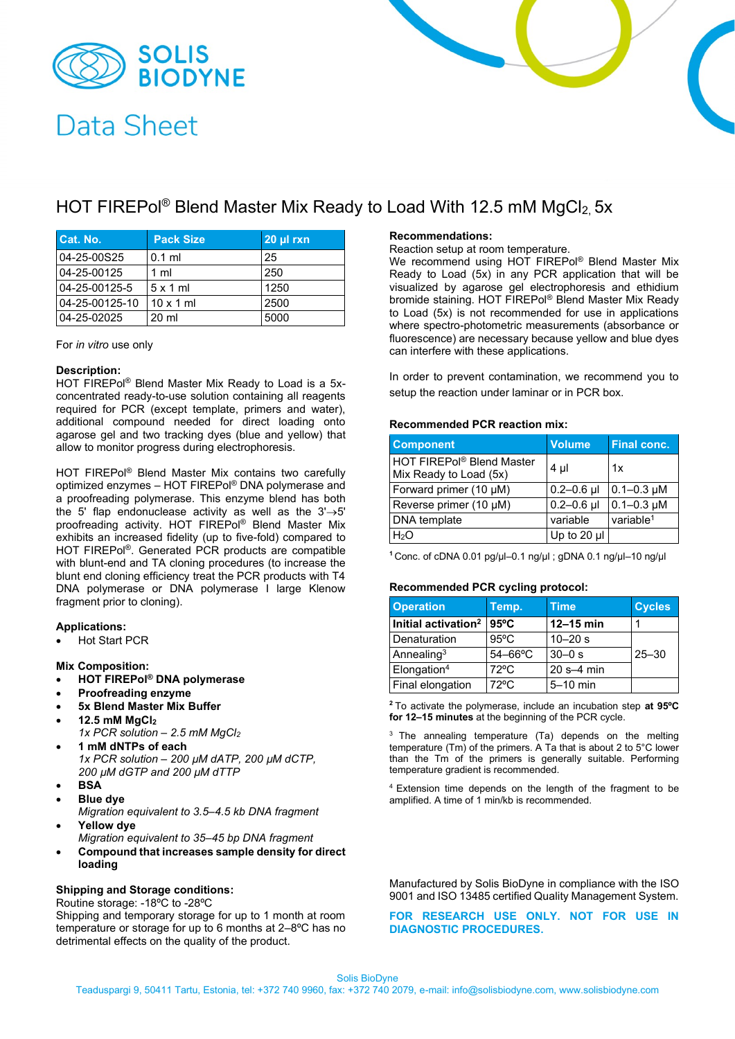SOLIS BIODYNE

# Data Sheet

## HOT FIREPol® Blend Master Mix Ready to Load With 12.5 mM $MgCl_2$, 5x

| Cat. No. | Pack Size | 20 µl rxn |
|---|---|---|
| 04-25-00S25 | 0.1 ml | 25 |
| 04-25-00125 | 1 ml | 250 |
| 04-25-00125-5 | 5 x 1 ml | 1250 |
| 04-25-00125-10 | 10 x 1 ml | 2500 |
| 04-25-02025 | 20 ml | 5000 |

For *in vitro* use only

**Description:**
HOT FIREPol® Blend Master Mix Ready to Load is a 5x-concentrated ready-to-use solution containing all reagents required for PCR (except template, primers and water), additional compound needed for direct loading onto agarose gel and two tracking dyes (blue and yellow) that allow to monitor progress during electrophoresis.

HOT FIREPol® Blend Master Mix contains two carefully optimized enzymes – HOT FIREPol® DNA polymerase and a proofreading polymerase. This enzyme blend has both the 5' flap endonuclease activity as well as the 3'→5' proofreading activity. HOT FIREPol® Blend Master Mix exhibits an increased fidelity (up to five-fold) compared to HOT FIREPol®. Generated PCR products are compatible with blunt-end and TA cloning procedures (to increase the blunt end cloning efficiency treat the PCR products with T4 DNA polymerase or DNA polymerase I large Klenow fragment prior to cloning).

**Applications:**

- Hot Start PCR

**Mix Composition:**

- **HOT FIREPol® DNA polymerase**
- **Proofreading enzyme**
- **5x Blend Master Mix Buffer**
- **12.5 mM $MgCl_2$**
  *1x PCR solution – 2.5 mM $MgCl_2$*
- **1 mM dNTPs of each**
  *1x PCR solution – 200 µM dATP, 200 µM dCTP, 200 µM dGTP and 200 µM dTTP*
- **BSA**
- **Blue dye**
  *Migration equivalent to 3.5–4.5 kb DNA fragment*
- **Yellow dye**
  *Migration equivalent to 35–45 bp DNA fragment*
- **Compound that increases sample density for direct loading**

**Shipping and Storage conditions:**
Routine storage: -18ºC to -28ºC
Shipping and temporary storage for up to 1 month at room temperature or storage for up to 6 months at 2–8ºC has no detrimental effects on the quality of the product.

**Recommendations:**
Reaction setup at room temperature.
We recommend using HOT FIREPol® Blend Master Mix Ready to Load (5x) in any PCR application that will be visualized by agarose gel electrophoresis and ethidium bromide staining. HOT FIREPol® Blend Master Mix Ready to Load (5x) is not recommended for use in applications where spectro-photometric measurements (absorbance or fluorescence) are necessary because yellow and blue dyes can interfere with these applications.

In order to prevent contamination, we recommend you to setup the reaction under laminar or in PCR box.

**Recommended PCR reaction mix:**

| Component | Volume | Final conc. |
|---|---|---|
| HOT FIREPol® Blend Master Mix Ready to Load (5x) | 4 µl | 1x |
| Forward primer (10 µM) | 0.2–0.6 µl | 0.1–0.3 µM |
| Reverse primer (10 µM) | 0.2–0.6 µl | 0.1–0.3 µM |
| DNA template | variable | variable[1] |
| $H_2O$ | Up to 20 µl | |

[1] Conc. of cDNA 0.01 pg/µl–0.1 ng/µl ; gDNA 0.1 ng/µl–10 ng/µl

**Recommended PCR cycling protocol:**

| Operation | Temp. | Time | Cycles |
|---|---|---|---|
| **Initial activation[2]** | **95ºC** | **12–15 min** | 1 |
| Denaturation | 95ºC | 10–20 s | 25–30 |
| Annealing[3] | 54–66ºC | 30–0 s | |
| Elongation[4] | 72ºC | 20 s–4 min | |
| Final elongation | 72ºC | 5–10 min | |

[2] To activate the polymerase, include an incubation step **at 95ºC for 12–15 minutes** at the beginning of the PCR cycle.

[3] The annealing temperature (Ta) depends on the melting temperature (Tm) of the primers. A Ta that is about 2 to 5°C lower than the Tm of the primers is generally suitable. Performing temperature gradient is recommended.

[4] Extension time depends on the length of the fragment to be amplified. A time of 1 min/kb is recommended.

Manufactured by Solis BioDyne in compliance with the ISO 9001 and ISO 13485 certified Quality Management System.

**FOR RESEARCH USE ONLY. NOT FOR USE IN DIAGNOSTIC PROCEDURES.**

Solis BioDyne
Teaduspargi 9, 50411 Tartu, Estonia, tel: +372 740 9960, fax: +372 740 2079, e-mail: info@solisbiodyne.com, www.solisbiodyne.com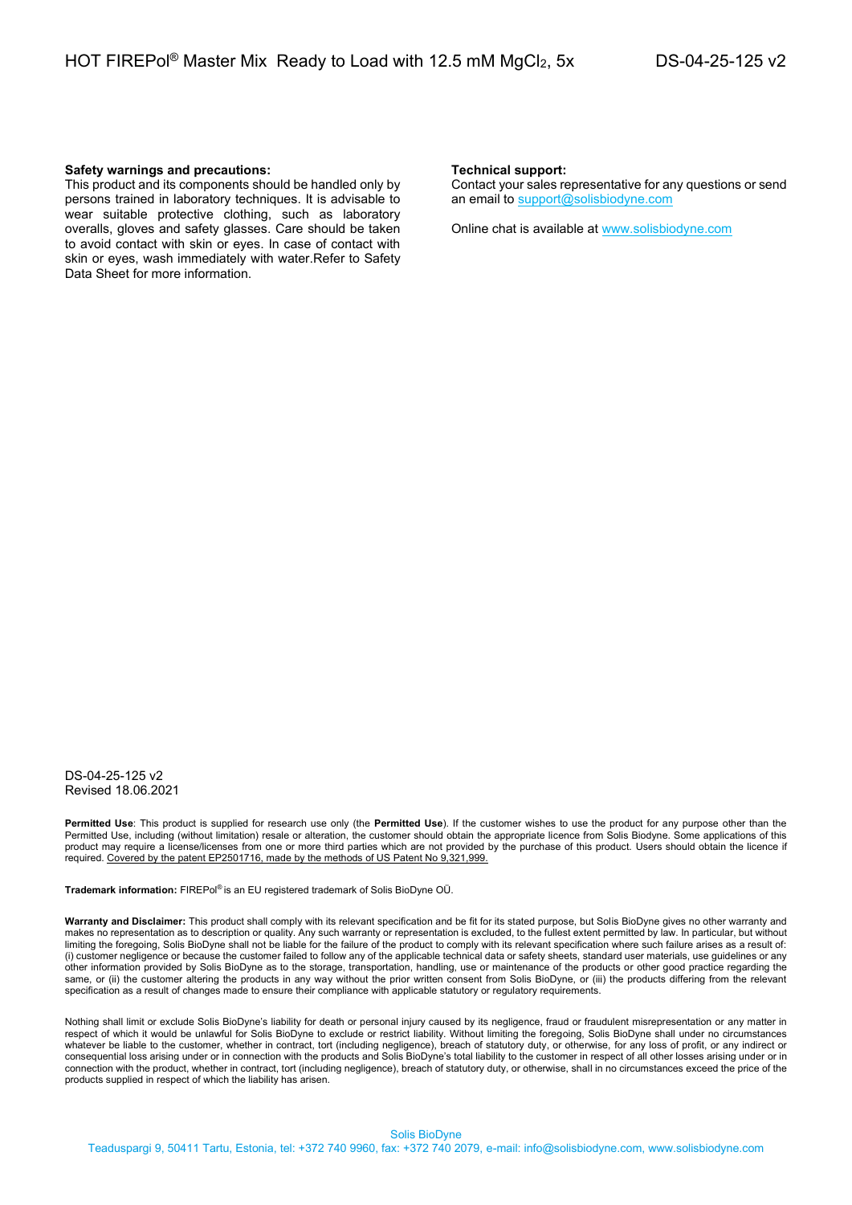**Safety warnings and precautions:**
This product and its components should be handled only by persons trained in laboratory techniques. It is advisable to wear suitable protective clothing, such as laboratory overalls, gloves and safety glasses. Care should be taken to avoid contact with skin or eyes. In case of contact with skin or eyes, wash immediately with water.Refer to Safety Data Sheet for more information.

**Technical support:**
Contact your sales representative for any questions or send an email to support@solisbiodyne.com

Online chat is available at www.solisbiodyne.com

DS-04-25-125 v2
Revised 18.06.2021

**Permitted Use**: This product is supplied for research use only (the **Permitted Use**). If the customer wishes to use the product for any purpose other than the Permitted Use, including (without limitation) resale or alteration, the customer should obtain the appropriate licence from Solis Biodyne. Some applications of this product may require a license/licenses from one or more third parties which are not provided by the purchase of this product. Users should obtain the licence if required. Covered by the patent EP2501716, made by the methods of US Patent No 9,321,999.

**Trademark information:** FIREPol® is an EU registered trademark of Solis BioDyne OÜ.

**Warranty and Disclaimer:** This product shall comply with its relevant specification and be fit for its stated purpose, but Solis BioDyne gives no other warranty and makes no representation as to description or quality. Any such warranty or representation is excluded, to the fullest extent permitted by law. In particular, but without limiting the foregoing, Solis BioDyne shall not be liable for the failure of the product to comply with its relevant specification where such failure arises as a result of: (i) customer negligence or because the customer failed to follow any of the applicable technical data or safety sheets, standard user materials, use guidelines or any other information provided by Solis BioDyne as to the storage, transportation, handling, use or maintenance of the products or other good practice regarding the same, or (ii) the customer altering the products in any way without the prior written consent from Solis BioDyne, or (iii) the products differing from the relevant specification as a result of changes made to ensure their compliance with applicable statutory or regulatory requirements.

Nothing shall limit or exclude Solis BioDyne's liability for death or personal injury caused by its negligence, fraud or fraudulent misrepresentation or any matter in respect of which it would be unlawful for Solis BioDyne to exclude or restrict liability. Without limiting the foregoing, Solis BioDyne shall under no circumstances whatever be liable to the customer, whether in contract, tort (including negligence), breach of statutory duty, or otherwise, for any loss of profit, or any indirect or consequential loss arising under or in connection with the products and Solis BioDyne's total liability to the customer in respect of all other losses arising under or in connection with the product, whether in contract, tort (including negligence), breach of statutory duty, or otherwise, shall in no circumstances exceed the price of the products supplied in respect of which the liability has arisen.

Solis BioDyne
Teaduspargi 9, 50411 Tartu, Estonia, tel: +372 740 9960, fax: +372 740 2079, e-mail: info@solisbiodyne.com, www.solisbiodyne.com